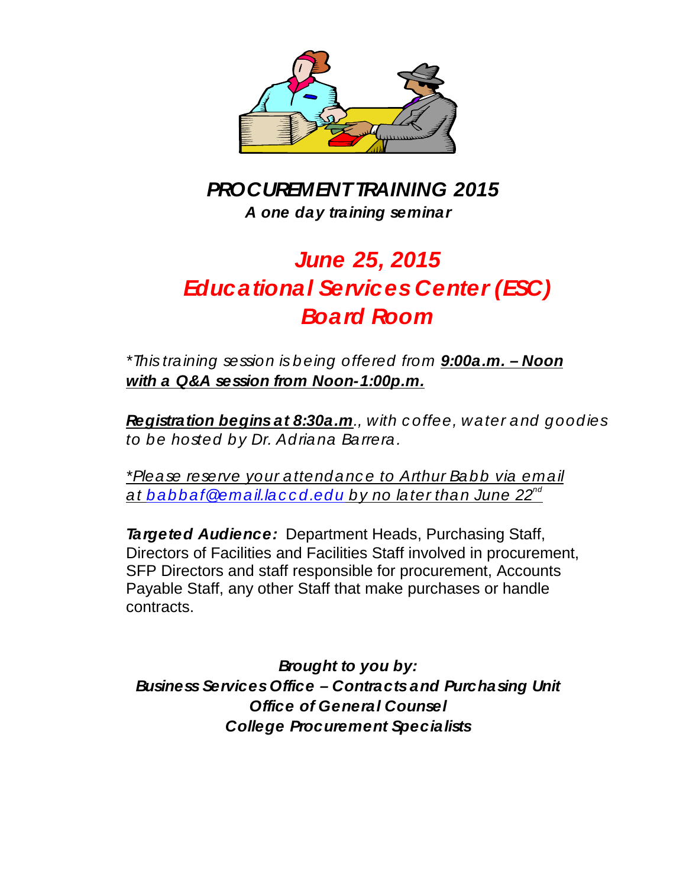# *PROCUREMENT TRAINING 2015*

***A one day training seminar***

## *June 25, 2015*
## *Educational Services Center (ESC)*
## *Board Room*

*\*This training session is being offered from **9:00a.m. – Noon with a Q&A session from Noon-1:00p.m.***

***Registration begins at 8:30a.m**., with coffee, water and goodies to be hosted by Dr. Adriana Barrera.*

*\*Please reserve your attendance to Arthur Babb via email at babbaf@email.laccd.edu by no later than June 22nd*

***Targeted Audience:*** Department Heads, Purchasing Staff, Directors of Facilities and Facilities Staff involved in procurement, SFP Directors and staff responsible for procurement, Accounts Payable Staff, any other Staff that make purchases or handle contracts.

***Brought to you by:***
***Business Services Office – Contracts and Purchasing Unit***
***Office of General Counsel***
***College Procurement Specialists***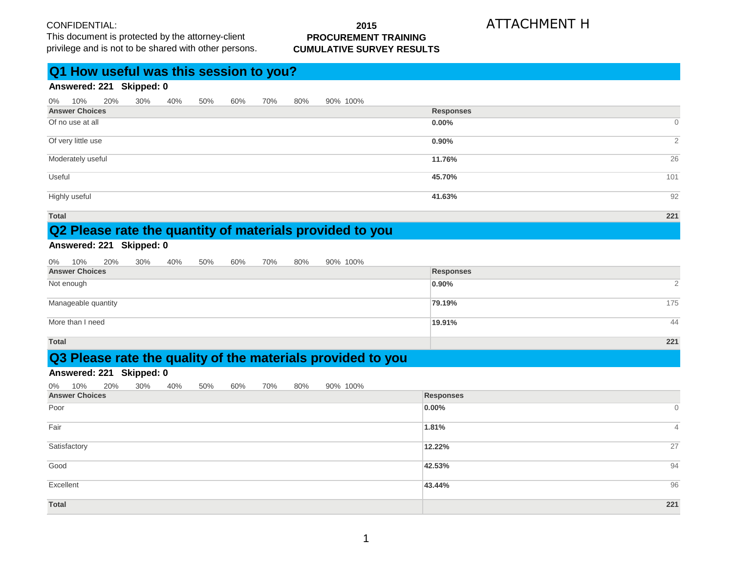CONFIDENTIAL:
This document is protected by the attorney-client privilege and is not to be shared with other persons.

**2015**
**PROCUREMENT TRAINING**
**CUMULATIVE SURVEY RESULTS**

ATTACHMENT H

## Q1 How useful was this session to you?

**Answered: 221 Skipped: 0**

0% 10% 20% 30% 40% 50% 60% 70% 80% 90% 100%

| Answer Choices | Responses | |
|---|---|---|
| Of no use at all | 0.00% | 0 |
| Of very little use | 0.90% | 2 |
| Moderately useful | 11.76% | 26 |
| Useful | 45.70% | 101 |
| Highly useful | 41.63% | 92 |
| **Total** | | **221** |

## Q2 Please rate the quantity of materials provided to you

**Answered: 221 Skipped: 0**

0% 10% 20% 30% 40% 50% 60% 70% 80% 90% 100%

| Answer Choices | Responses | |
|---|---|---|
| Not enough | 0.90% | 2 |
| Manageable quantity | 79.19% | 175 |
| More than I need | 19.91% | 44 |
| **Total** | | **221** |

## Q3 Please rate the quality of the materials provided to you

**Answered: 221 Skipped: 0**

0% 10% 20% 30% 40% 50% 60% 70% 80% 90% 100%

| Answer Choices | Responses | |
|---|---|---|
| Poor | 0.00% | 0 |
| Fair | 1.81% | 4 |
| Satisfactory | 12.22% | 27 |
| Good | 42.53% | 94 |
| Excellent | 43.44% | 96 |
| **Total** | | **221** |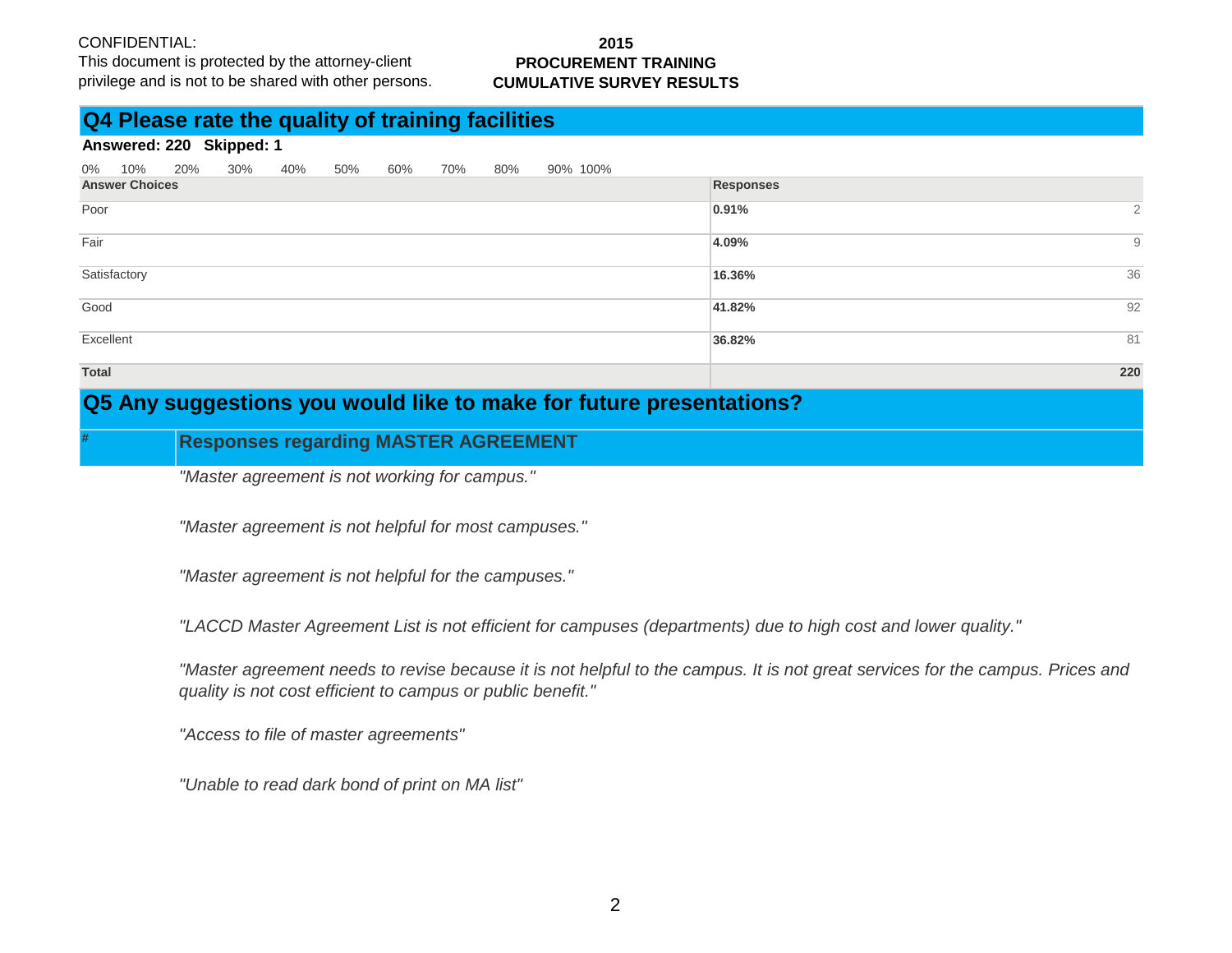CONFIDENTIAL:
This document is protected by the attorney-client privilege and is not to be shared with other persons.

**2015**
**PROCUREMENT TRAINING**
**CUMULATIVE SURVEY RESULTS**

## Q4 Please rate the quality of training facilities

**Answered: 220 Skipped: 1**

0% 10% 20% 30% 40% 50% 60% 70% 80% 90% 100%

| Answer Choices | Responses | |
|---|---|---|
| Poor | **0.91%** | 2 |
| Fair | **4.09%** | 9 |
| Satisfactory | **16.36%** | 36 |
| Good | **41.82%** | 92 |
| Excellent | **36.82%** | 81 |
| **Total** | | **220** |

## Q5 Any suggestions you would like to make for future presentations?

| # | Responses regarding MASTER AGREEMENT |
|---|---|
| | *"Master agreement is not working for campus."* |
| | *"Master agreement is not helpful for most campuses."* |
| | *"Master agreement is not helpful for the campuses."* |
| | *"LACCD Master Agreement List is not efficient for campuses (departments) due to high cost and lower quality."* |
| | *"Master agreement needs to revise because it is not helpful to the campus. It is not great services for the campus. Prices and quality is not cost efficient to campus or public benefit."* |
| | *"Access to file of master agreements"* |
| | *"Unable to read dark bond of print on MA list"* |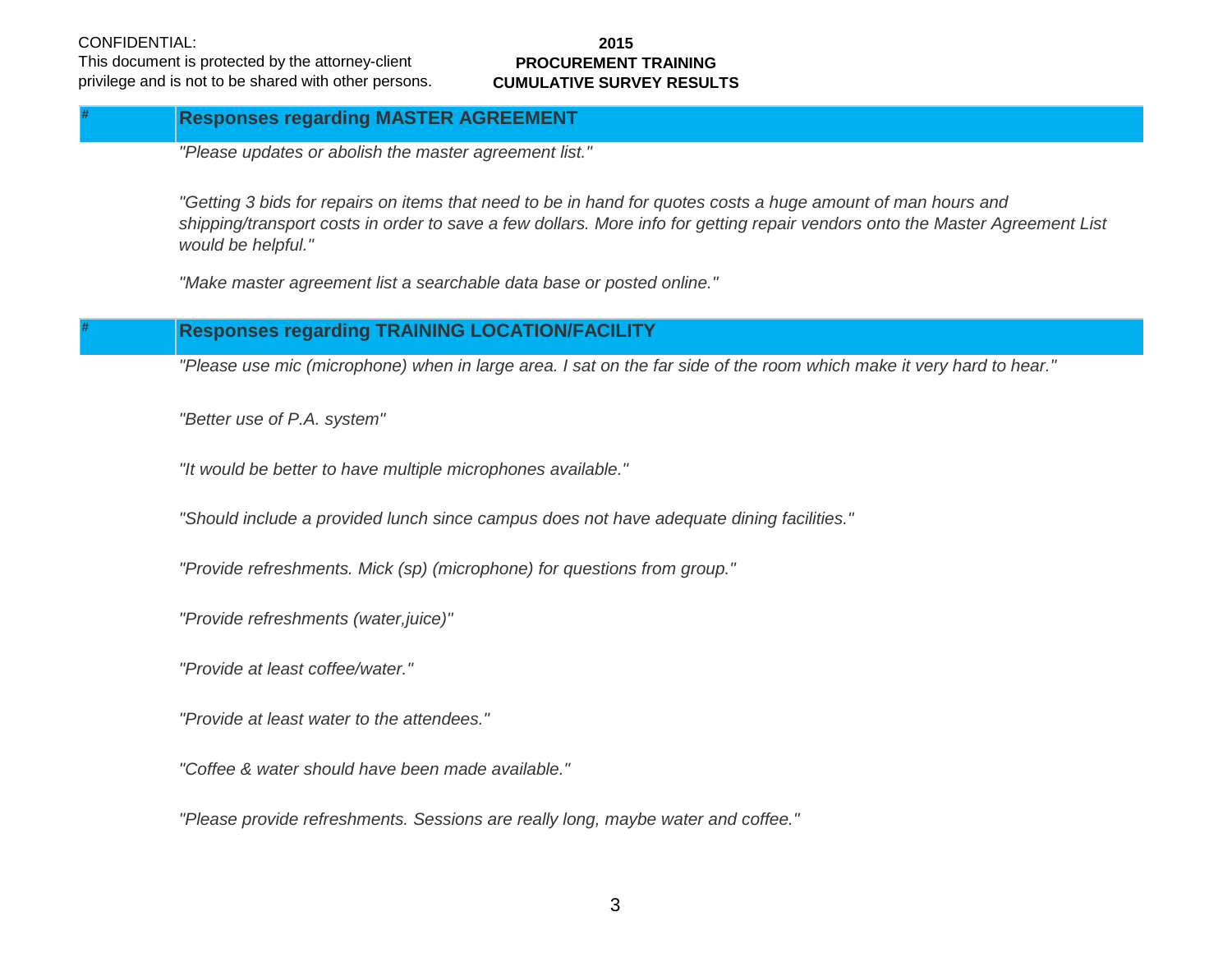CONFIDENTIAL:
This document is protected by the attorney-client privilege and is not to be shared with other persons.

**2015**
**PROCUREMENT TRAINING**
**CUMULATIVE SURVEY RESULTS**

| # | Responses regarding MASTER AGREEMENT |
|---|---|
| | *"Please updates or abolish the master agreement list."* |
| | *"Getting 3 bids for repairs on items that need to be in hand for quotes costs a huge amount of man hours and shipping/transport costs in order to save a few dollars. More info for getting repair vendors onto the Master Agreement List would be helpful."* |
| | *"Make master agreement list a searchable data base or posted online."* |

| # | Responses regarding TRAINING LOCATION/FACILITY |
|---|---|
| | *"Please use mic (microphone) when in large area. I sat on the far side of the room which make it very hard to hear."* |
| | *"Better use of P.A. system"* |
| | *"It would be better to have multiple microphones available."* |
| | *"Should include a provided lunch since campus does not have adequate dining facilities."* |
| | *"Provide refreshments. Mick (sp) (microphone) for questions from group."* |
| | *"Provide refreshments (water,juice)"* |
| | *"Provide at least coffee/water."* |
| | *"Provide at least water to the attendees."* |
| | *"Coffee & water should have been made available."* |
| | *"Please provide refreshments. Sessions are really long, maybe water and coffee."* |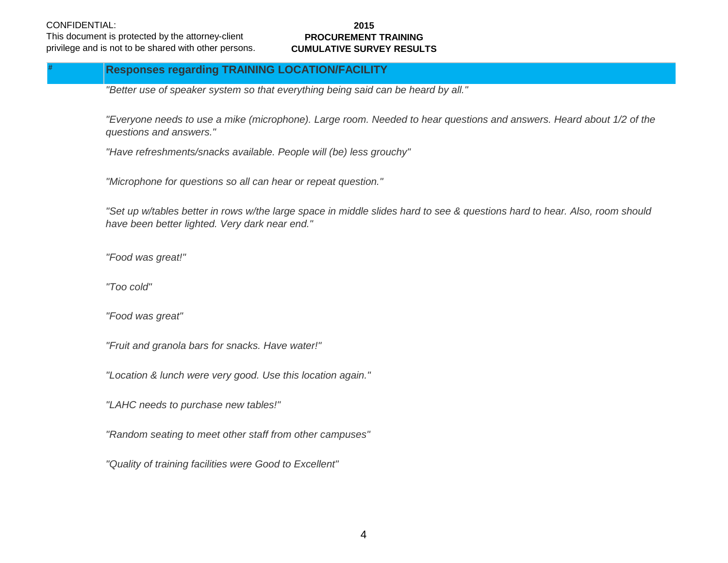CONFIDENTIAL:
This document is protected by the attorney-client privilege and is not to be shared with other persons.

**2015**
**PROCUREMENT TRAINING**
**CUMULATIVE SURVEY RESULTS**

| # | Responses regarding TRAINING LOCATION/FACILITY |
|---|---|
| | *"Better use of speaker system so that everything being said can be heard by all."* |
| | *"Everyone needs to use a mike (microphone). Large room. Needed to hear questions and answers. Heard about 1/2 of the questions and answers."* |
| | *"Have refreshments/snacks available. People will (be) less grouchy"* |
| | *"Microphone for questions so all can hear or repeat question."* |
| | *"Set up w/tables better in rows w/the large space in middle slides hard to see & questions hard to hear. Also, room should have been better lighted. Very dark near end."* |
| | *"Food was great!"* |
| | *"Too cold"* |
| | *"Food was great"* |
| | *"Fruit and granola bars for snacks. Have water!"* |
| | *"Location & lunch were very good. Use this location again."* |
| | *"LAHC needs to purchase new tables!"* |
| | *"Random seating to meet other staff from other campuses"* |
| | *"Quality of training facilities were Good to Excellent"* |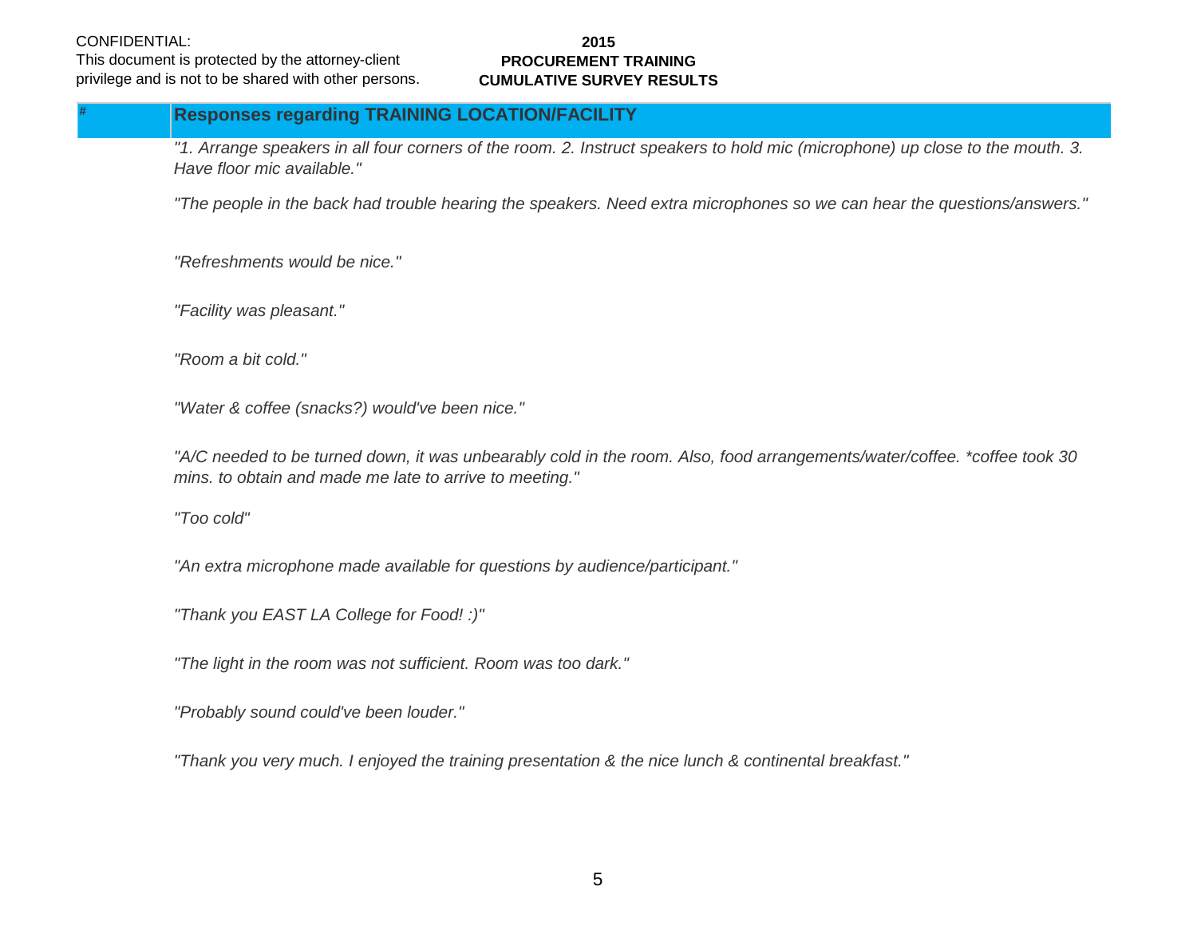CONFIDENTIAL:
This document is protected by the attorney-client privilege and is not to be shared with other persons.

**2015**
**PROCUREMENT TRAINING**
**CUMULATIVE SURVEY RESULTS**

| # | Responses regarding TRAINING LOCATION/FACILITY |
|---|---|
| | *"1. Arrange speakers in all four corners of the room. 2. Instruct speakers to hold mic (microphone) up close to the mouth. 3. Have floor mic available."* |
| | *"The people in the back had trouble hearing the speakers. Need extra microphones so we can hear the questions/answers."* |
| | *"Refreshments would be nice."* |
| | *"Facility was pleasant."* |
| | *"Room a bit cold."* |
| | *"Water & coffee (snacks?) would've been nice."* |
| | *"A/C needed to be turned down, it was unbearably cold in the room. Also, food arrangements/water/coffee. *coffee took 30 mins. to obtain and made me late to arrive to meeting."* |
| | *"Too cold"* |
| | *"An extra microphone made available for questions by audience/participant."* |
| | *"Thank you EAST LA College for Food! :)"* |
| | *"The light in the room was not sufficient. Room was too dark."* |
| | *"Probably sound could've been louder."* |
| | *"Thank you very much. I enjoyed the training presentation & the nice lunch & continental breakfast."* |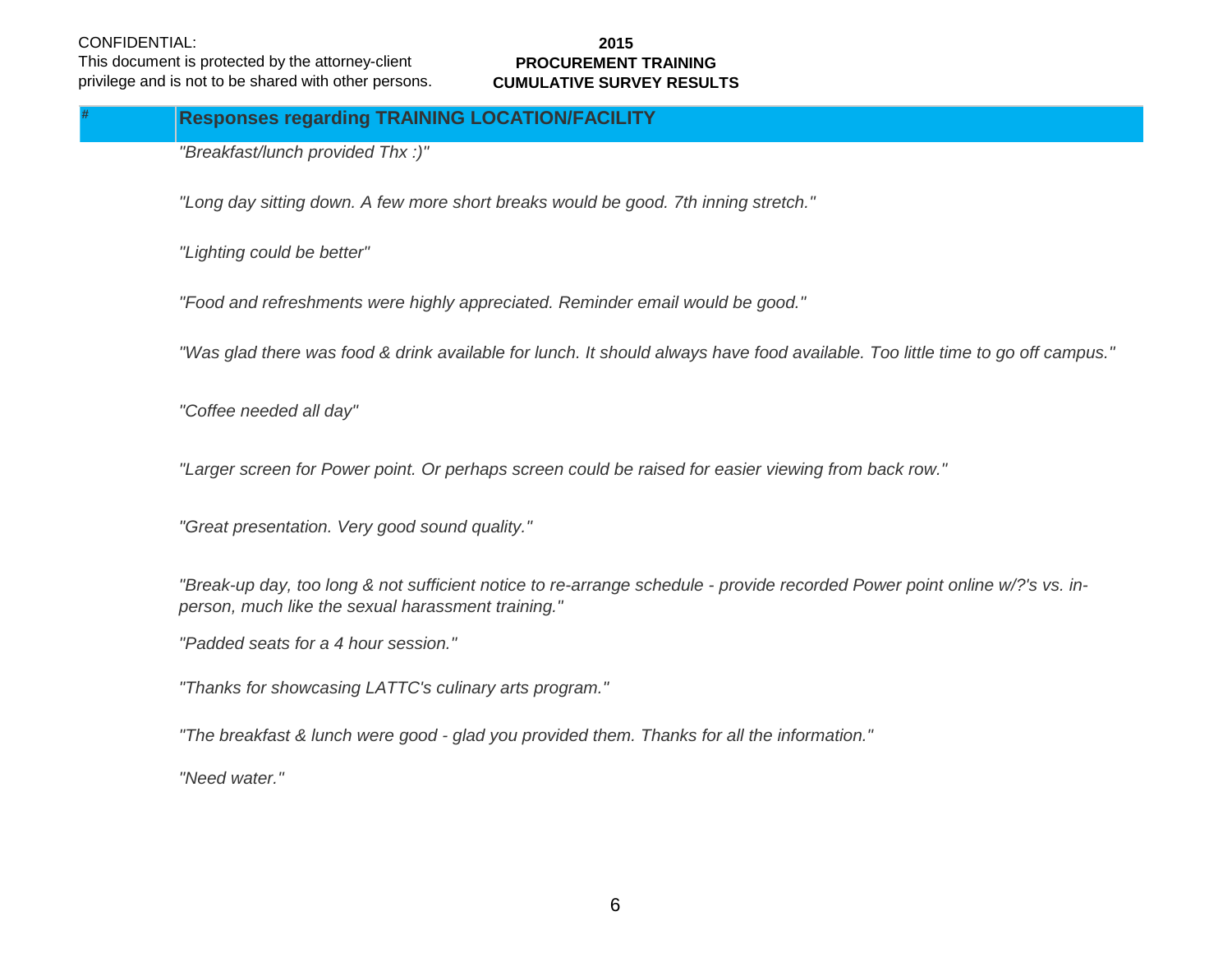CONFIDENTIAL:
This document is protected by the attorney-client privilege and is not to be shared with other persons.

**2015**
**PROCUREMENT TRAINING**
**CUMULATIVE SURVEY RESULTS**

| # | Responses regarding TRAINING LOCATION/FACILITY |
|---|---|
| | *"Breakfast/lunch provided Thx :)"* |
| | *"Long day sitting down. A few more short breaks would be good. 7th inning stretch."* |
| | *"Lighting could be better"* |
| | *"Food and refreshments were highly appreciated. Reminder email would be good."* |
| | *"Was glad there was food & drink available for lunch. It should always have food available. Too little time to go off campus."* |
| | *"Coffee needed all day"* |
| | *"Larger screen for Power point. Or perhaps screen could be raised for easier viewing from back row."* |
| | *"Great presentation. Very good sound quality."* |
| | *"Break-up day, too long & not sufficient notice to re-arrange schedule - provide recorded Power point online w/?'s vs. in-person, much like the sexual harassment training."* |
| | *"Padded seats for a 4 hour session."* |
| | *"Thanks for showcasing LATTC's culinary arts program."* |
| | *"The breakfast & lunch were good - glad you provided them. Thanks for all the information."* |
| | *"Need water."* |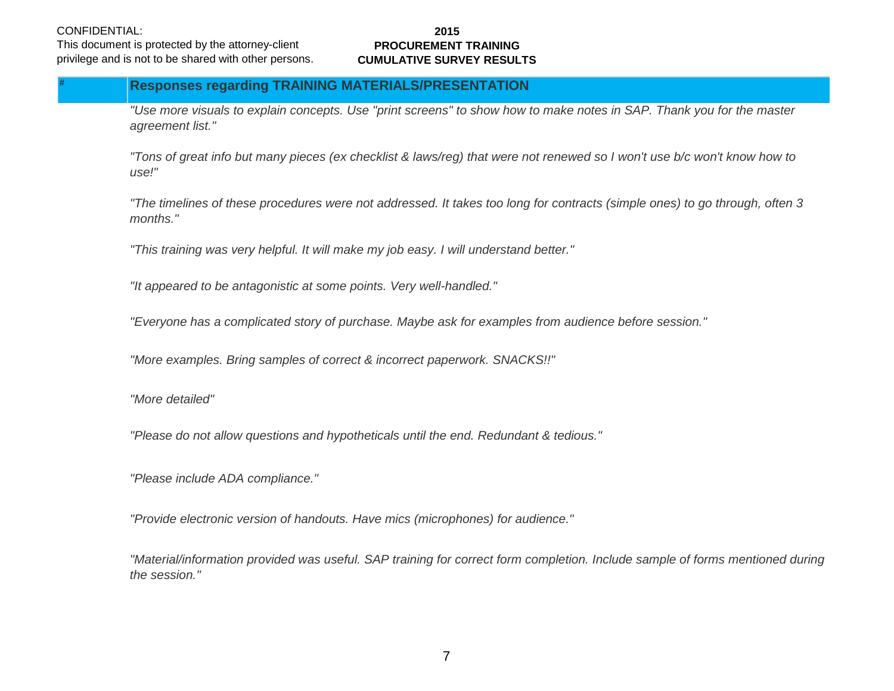CONFIDENTIAL:
This document is protected by the attorney-client privilege and is not to be shared with other persons.

**2015**
**PROCUREMENT TRAINING**
**CUMULATIVE SURVEY RESULTS**

| # | Responses regarding TRAINING MATERIALS/PRESENTATION |
|---|---|
| | *"Use more visuals to explain concepts. Use "print screens" to show how to make notes in SAP. Thank you for the master agreement list."* |
| | *"Tons of great info but many pieces (ex checklist & laws/reg) that were not renewed so I won't use b/c won't know how to use!"* |
| | *"The timelines of these procedures were not addressed. It takes too long for contracts (simple ones) to go through, often 3 months."* |
| | *"This training was very helpful. It will make my job easy. I will understand better."* |
| | *"It appeared to be antagonistic at some points. Very well-handled."* |
| | *"Everyone has a complicated story of purchase. Maybe ask for examples from audience before session."* |
| | *"More examples. Bring samples of correct & incorrect paperwork. SNACKS!!"* |
| | *"More detailed"* |
| | *"Please do not allow questions and hypotheticals until the end. Redundant & tedious."* |
| | *"Please include ADA compliance."* |
| | *"Provide electronic version of handouts. Have mics (microphones) for audience."* |
| | *"Material/information provided was useful. SAP training for correct form completion. Include sample of forms mentioned during the session."* |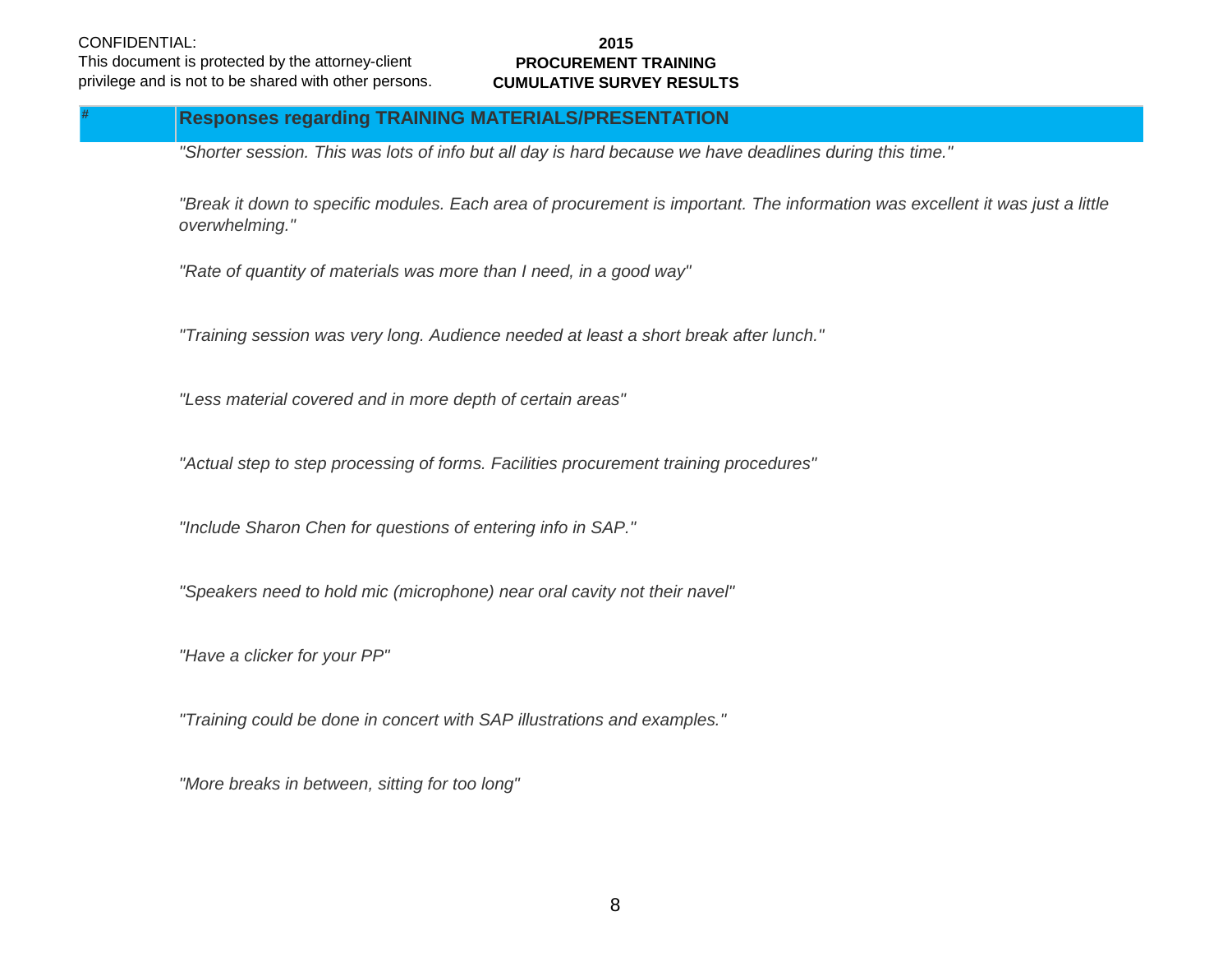CONFIDENTIAL:
This document is protected by the attorney-client privilege and is not to be shared with other persons.

**2015**
**PROCUREMENT TRAINING**
**CUMULATIVE SURVEY RESULTS**

| # | Responses regarding TRAINING MATERIALS/PRESENTATION |
|---|---|
| | *"Shorter session. This was lots of info but all day is hard because we have deadlines during this time."* |
| | *"Break it down to specific modules. Each area of procurement is important. The information was excellent it was just a little overwhelming."* |
| | *"Rate of quantity of materials was more than I need, in a good way"* |
| | *"Training session was very long. Audience needed at least a short break after lunch."* |
| | *"Less material covered and in more depth of certain areas"* |
| | *"Actual step to step processing of forms. Facilities procurement training procedures"* |
| | *"Include Sharon Chen for questions of entering info in SAP."* |
| | *"Speakers need to hold mic (microphone) near oral cavity not their navel"* |
| | *"Have a clicker for your PP"* |
| | *"Training could be done in concert with SAP illustrations and examples."* |
| | *"More breaks in between, sitting for too long"* |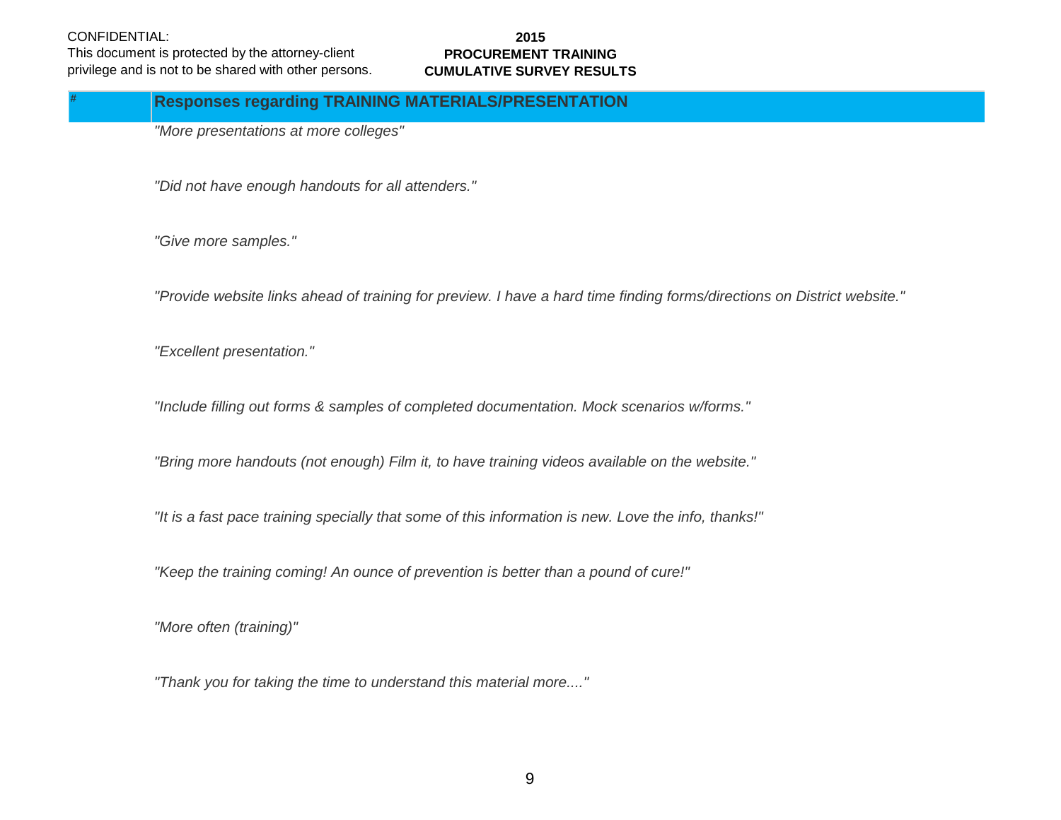CONFIDENTIAL:
This document is protected by the attorney-client privilege and is not to be shared with other persons.

**2015**
**PROCUREMENT TRAINING**
**CUMULATIVE SURVEY RESULTS**

| # | Responses regarding TRAINING MATERIALS/PRESENTATION |
|---|---|
| | *"More presentations at more colleges"* |
| | *"Did not have enough handouts for all attenders."* |
| | *"Give more samples."* |
| | *"Provide website links ahead of training for preview. I have a hard time finding forms/directions on District website."* |
| | *"Excellent presentation."* |
| | *"Include filling out forms & samples of completed documentation. Mock scenarios w/forms."* |
| | *"Bring more handouts (not enough) Film it, to have training videos available on the website."* |
| | *"It is a fast pace training specially that some of this information is new. Love the info, thanks!"* |
| | *"Keep the training coming! An ounce of prevention is better than a pound of cure!"* |
| | *"More often (training)"* |
| | *"Thank you for taking the time to understand this material more...."* |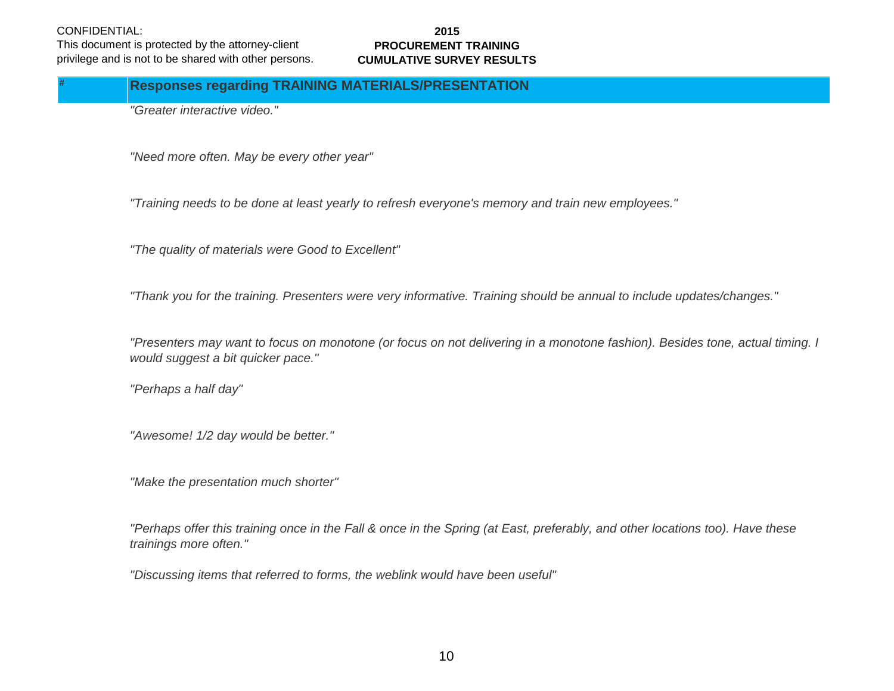CONFIDENTIAL:
This document is protected by the attorney-client privilege and is not to be shared with other persons.

**2015**
**PROCUREMENT TRAINING**
**CUMULATIVE SURVEY RESULTS**

| # | Responses regarding TRAINING MATERIALS/PRESENTATION |
|---|---|
| | *"Greater interactive video."* |
| | *"Need more often. May be every other year"* |
| | *"Training needs to be done at least yearly to refresh everyone's memory and train new employees."* |
| | *"The quality of materials were Good to Excellent"* |
| | *"Thank you for the training. Presenters were very informative. Training should be annual to include updates/changes."* |
| | *"Presenters may want to focus on monotone (or focus on not delivering in a monotone fashion). Besides tone, actual timing. I would suggest a bit quicker pace."* |
| | *"Perhaps a half day"* |
| | *"Awesome! 1/2 day would be better."* |
| | *"Make the presentation much shorter"* |
| | *"Perhaps offer this training once in the Fall & once in the Spring (at East, preferably, and other locations too). Have these trainings more often."* |
| | *"Discussing items that referred to forms, the weblink would have been useful"* |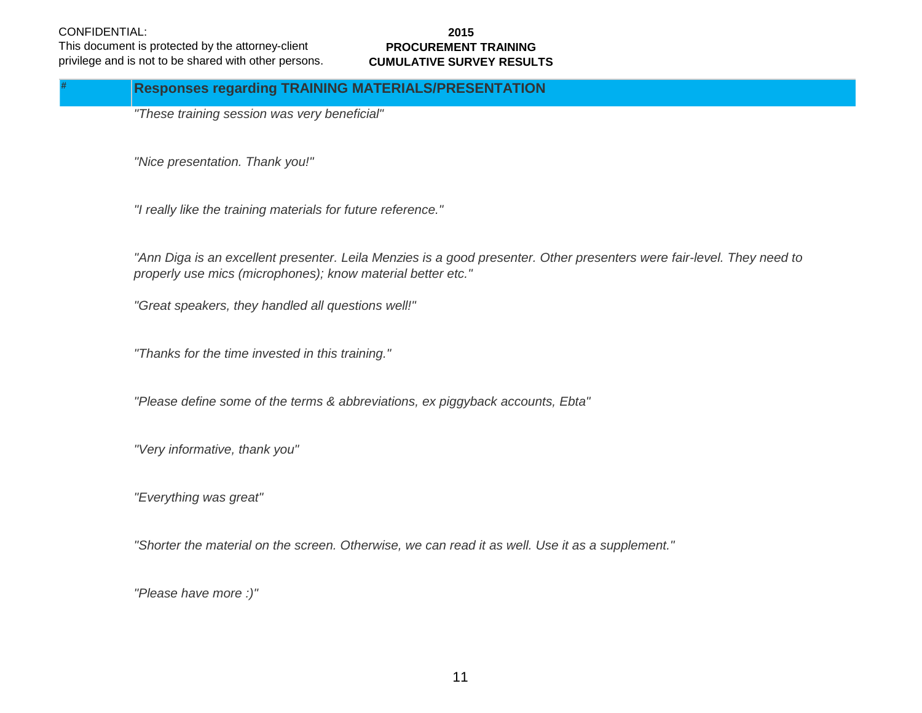CONFIDENTIAL:
This document is protected by the attorney-client privilege and is not to be shared with other persons.

**2015**
**PROCUREMENT TRAINING**
**CUMULATIVE SURVEY RESULTS**

| # | Responses regarding TRAINING MATERIALS/PRESENTATION |
|---|---|
| | *"These training session was very beneficial"* |
| | *"Nice presentation. Thank you!"* |
| | *"I really like the training materials for future reference."* |
| | *"Ann Diga is an excellent presenter. Leila Menzies is a good presenter. Other presenters were fair-level. They need to properly use mics (microphones); know material better etc."* |
| | *"Great speakers, they handled all questions well!"* |
| | *"Thanks for the time invested in this training."* |
| | *"Please define some of the terms & abbreviations, ex piggyback accounts, Ebta"* |
| | *"Very informative, thank you"* |
| | *"Everything was great"* |
| | *"Shorter the material on the screen. Otherwise, we can read it as well. Use it as a supplement."* |
| | *"Please have more :)"* |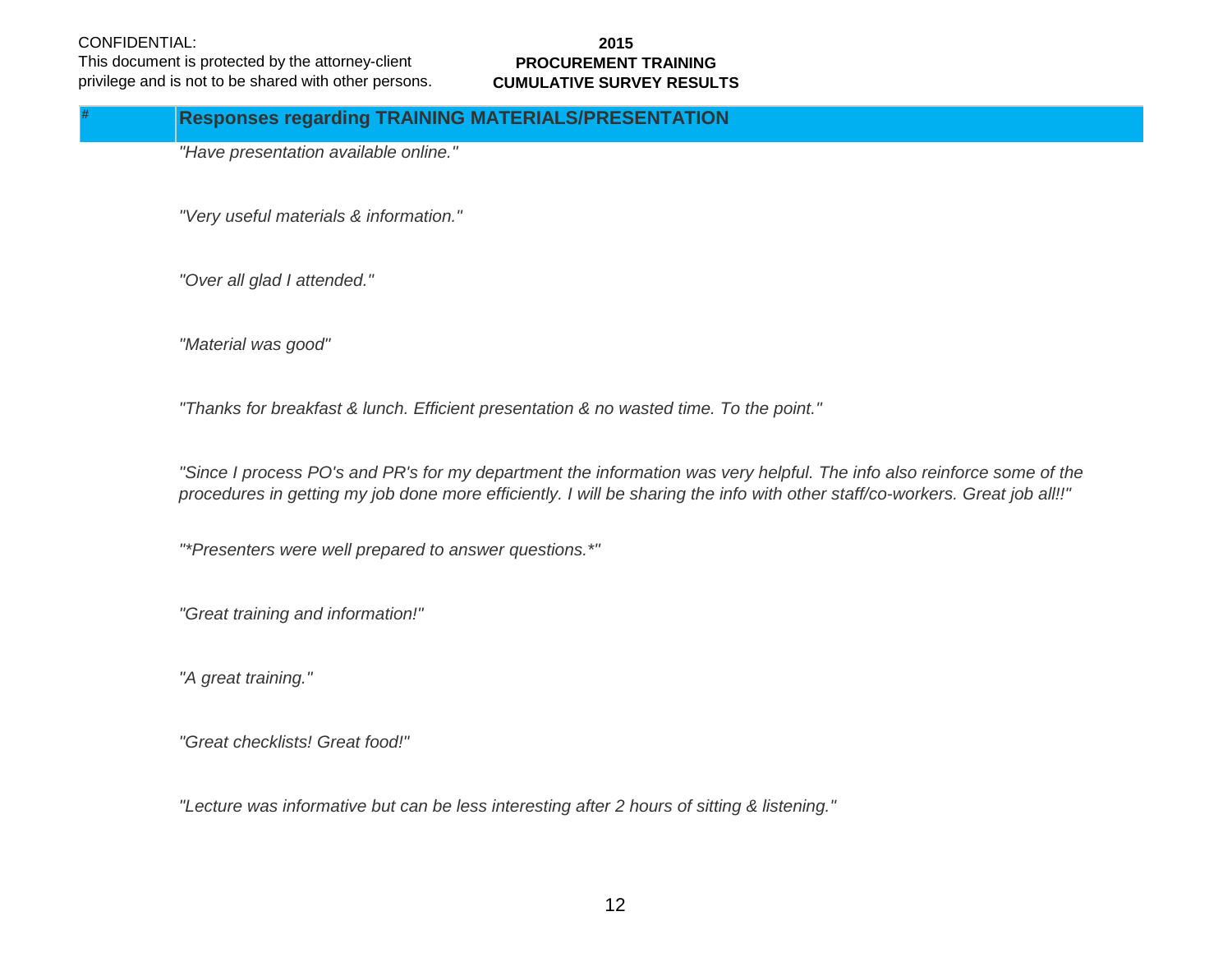CONFIDENTIAL:
This document is protected by the attorney-client privilege and is not to be shared with other persons.

**2015**
**PROCUREMENT TRAINING**
**CUMULATIVE SURVEY RESULTS**

| # | Responses regarding TRAINING MATERIALS/PRESENTATION |
|---|---|
| | *"Have presentation available online."* |
| | *"Very useful materials & information."* |
| | *"Over all glad I attended."* |
| | *"Material was good"* |
| | *"Thanks for breakfast & lunch. Efficient presentation & no wasted time. To the point."* |
| | *"Since I process PO's and PR's for my department the information was very helpful. The info also reinforce some of the procedures in getting my job done more efficiently. I will be sharing the info with other staff/co-workers. Great job all!!"* |
| | *"*Presenters were well prepared to answer questions.*"* |
| | *"Great training and information!"* |
| | *"A great training."* |
| | *"Great checklists! Great food!"* |
| | *"Lecture was informative but can be less interesting after 2 hours of sitting & listening."* |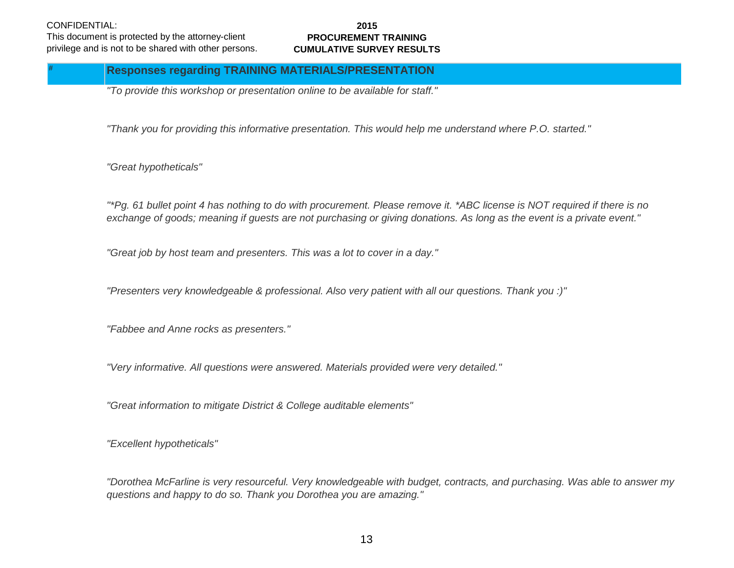CONFIDENTIAL:
This document is protected by the attorney-client privilege and is not to be shared with other persons.

**2015**
**PROCUREMENT TRAINING**
**CUMULATIVE SURVEY RESULTS**

| # | Responses regarding TRAINING MATERIALS/PRESENTATION |
|---|---|
| | *"To provide this workshop or presentation online to be available for staff."* |
| | *"Thank you for providing this informative presentation. This would help me understand where P.O. started."* |
| | *"Great hypotheticals"* |
| | *"*Pg. 61 bullet point 4 has nothing to do with procurement. Please remove it. *ABC license is NOT required if there is no exchange of goods; meaning if guests are not purchasing or giving donations. As long as the event is a private event."* |
| | *"Great job by host team and presenters. This was a lot to cover in a day."* |
| | *"Presenters very knowledgeable & professional. Also very patient with all our questions. Thank you :)"* |
| | *"Fabbee and Anne rocks as presenters."* |
| | *"Very informative. All questions were answered. Materials provided were very detailed."* |
| | *"Great information to mitigate District & College auditable elements"* |
| | *"Excellent hypotheticals"* |
| | *"Dorothea McFarline is very resourceful. Very knowledgeable with budget, contracts, and purchasing. Was able to answer my questions and happy to do so. Thank you Dorothea you are amazing."* |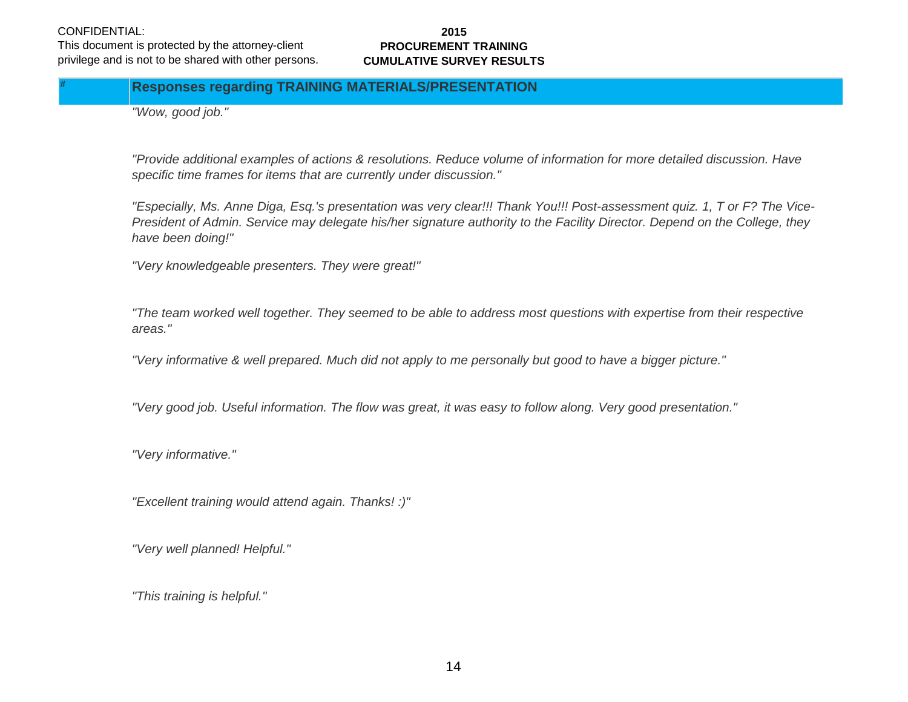CONFIDENTIAL:
This document is protected by the attorney-client privilege and is not to be shared with other persons.

**2015**
**PROCUREMENT TRAINING**
**CUMULATIVE SURVEY RESULTS**

| # | Responses regarding TRAINING MATERIALS/PRESENTATION |
|---|---|
| | *"Wow, good job."* |
| | *"Provide additional examples of actions & resolutions. Reduce volume of information for more detailed discussion. Have specific time frames for items that are currently under discussion."* |
| | *"Especially, Ms. Anne Diga, Esq.'s presentation was very clear!!! Thank You!!! Post-assessment quiz. 1, T or F? The Vice-President of Admin. Service may delegate his/her signature authority to the Facility Director. Depend on the College, they have been doing!"* |
| | *"Very knowledgeable presenters. They were great!"* |
| | *"The team worked well together. They seemed to be able to address most questions with expertise from their respective areas."* |
| | *"Very informative & well prepared. Much did not apply to me personally but good to have a bigger picture."* |
| | *"Very good job. Useful information. The flow was great, it was easy to follow along. Very good presentation."* |
| | *"Very informative."* |
| | *"Excellent training would attend again. Thanks! :)"* |
| | *"Very well planned! Helpful."* |
| | *"This training is helpful."* |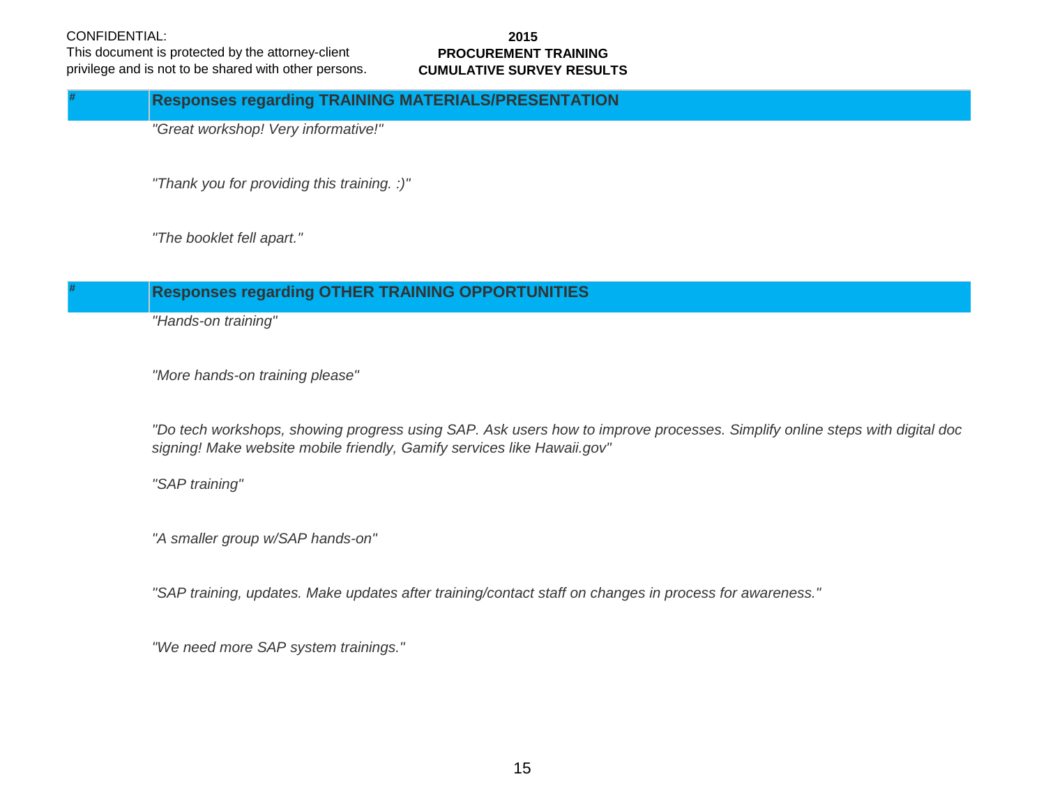CONFIDENTIAL:
This document is protected by the attorney-client privilege and is not to be shared with other persons.

**2015**
**PROCUREMENT TRAINING**
**CUMULATIVE SURVEY RESULTS**

| # | Responses regarding TRAINING MATERIALS/PRESENTATION |
|---|---|
| | *"Great workshop! Very informative!"* |
| | *"Thank you for providing this training. :)"* |
| | *"The booklet fell apart."* |

| # | Responses regarding OTHER TRAINING OPPORTUNITIES |
|---|---|
| | *"Hands-on training"* |
| | *"More hands-on training please"* |
| | *"Do tech workshops, showing progress using SAP. Ask users how to improve processes. Simplify online steps with digital doc signing! Make website mobile friendly, Gamify services like Hawaii.gov"* |
| | *"SAP training"* |
| | *"A smaller group w/SAP hands-on"* |
| | *"SAP training, updates. Make updates after training/contact staff on changes in process for awareness."* |
| | *"We need more SAP system trainings."* |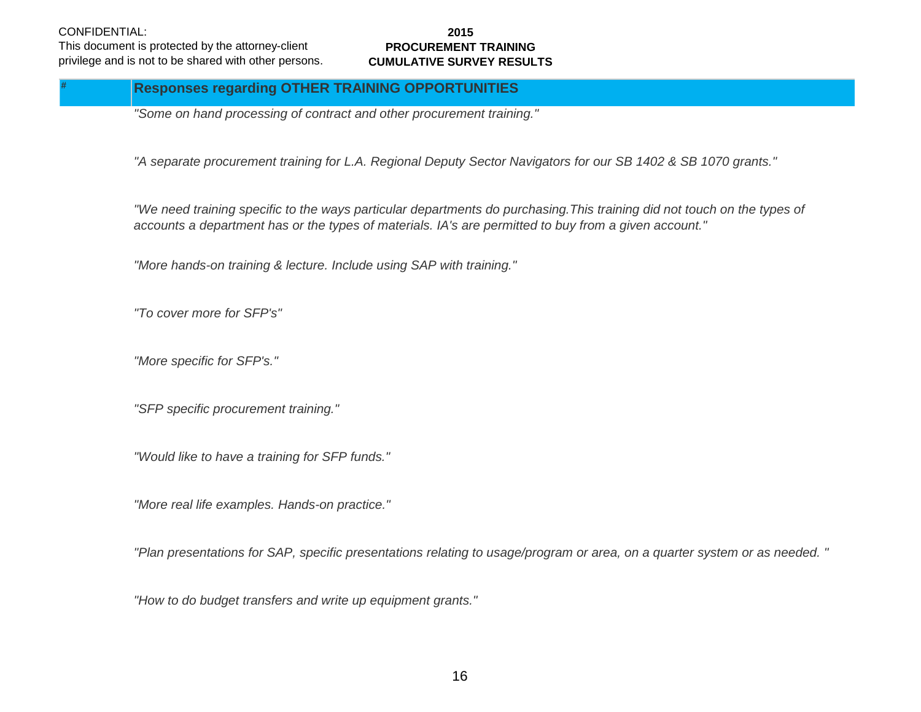CONFIDENTIAL:
This document is protected by the attorney-client privilege and is not to be shared with other persons.

**2015**
**PROCUREMENT TRAINING**
**CUMULATIVE SURVEY RESULTS**

| # | Responses regarding OTHER TRAINING OPPORTUNITIES |
|---|---|
| | *"Some on hand processing of contract and other procurement training."* |
| | *"A separate procurement training for L.A. Regional Deputy Sector Navigators for our SB 1402 & SB 1070 grants."* |
| | *"We need training specific to the ways particular departments do purchasing.This training did not touch on the types of accounts a department has or the types of materials. IA's are permitted to buy from a given account."* |
| | *"More hands-on training & lecture. Include using SAP with training."* |
| | *"To cover more for SFP's"* |
| | *"More specific for SFP's."* |
| | *"SFP specific procurement training."* |
| | *"Would like to have a training for SFP funds."* |
| | *"More real life examples. Hands-on practice."* |
| | *"Plan presentations for SAP, specific presentations relating to usage/program or area, on a quarter system or as needed. "* |
| | *"How to do budget transfers and write up equipment grants."* |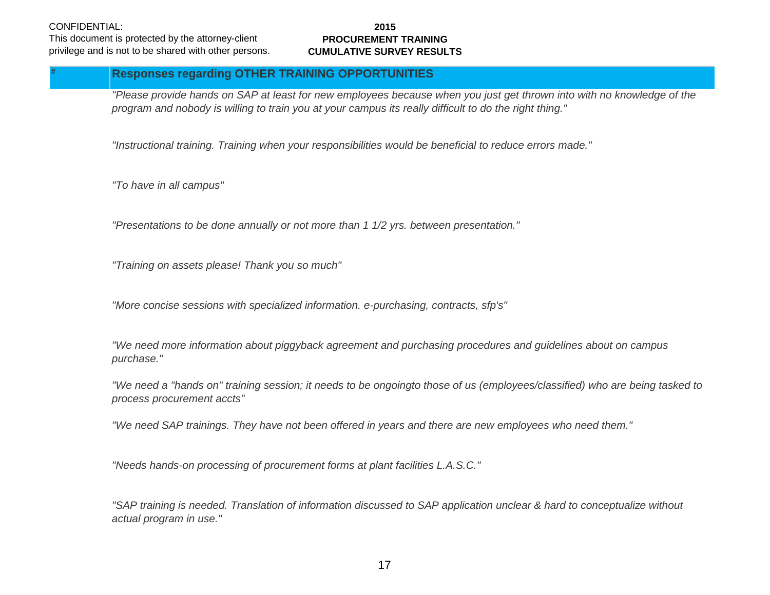CONFIDENTIAL:
This document is protected by the attorney-client privilege and is not to be shared with other persons.

**2015**
**PROCUREMENT TRAINING**
**CUMULATIVE SURVEY RESULTS**

| # | Responses regarding OTHER TRAINING OPPORTUNITIES |
|---|---|
| | *"Please provide hands on SAP at least for new employees because when you just get thrown into with no knowledge of the program and nobody is willing to train you at your campus its really difficult to do the right thing."* |
| | *"Instructional training. Training when your responsibilities would be beneficial to reduce errors made."* |
| | *"To have in all campus"* |
| | *"Presentations to be done annually or not more than 1 1/2 yrs. between presentation."* |
| | *"Training on assets please! Thank you so much"* |
| | *"More concise sessions with specialized information. e-purchasing, contracts, sfp's"* |
| | *"We need more information about piggyback agreement and purchasing procedures and guidelines about on campus purchase."* |
| | *"We need a "hands on" training session; it needs to be ongoingto those of us (employees/classified) who are being tasked to process procurement accts"* |
| | *"We need SAP trainings. They have not been offered in years and there are new employees who need them."* |
| | *"Needs hands-on processing of procurement forms at plant facilities L.A.S.C."* |
| | *"SAP training is needed. Translation of information discussed to SAP application unclear & hard to conceptualize without actual program in use."* |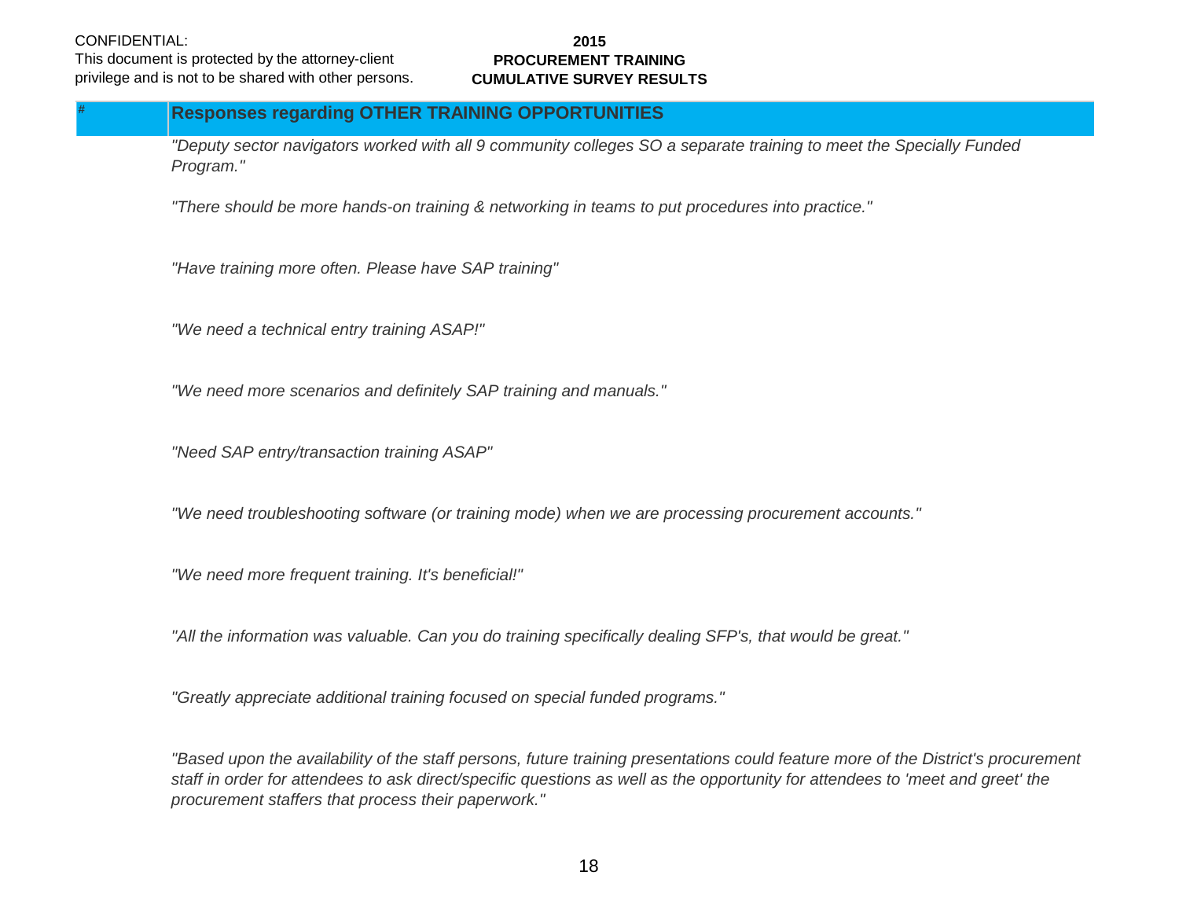CONFIDENTIAL:
This document is protected by the attorney-client privilege and is not to be shared with other persons.

**2015**
**PROCUREMENT TRAINING**
**CUMULATIVE SURVEY RESULTS**

| # | Responses regarding OTHER TRAINING OPPORTUNITIES |
|---|---|
| | *"Deputy sector navigators worked with all 9 community colleges SO a separate training to meet the Specially Funded Program."* |
| | *"There should be more hands-on training & networking in teams to put procedures into practice."* |
| | *"Have training more often. Please have SAP training"* |
| | *"We need a technical entry training ASAP!"* |
| | *"We need more scenarios and definitely SAP training and manuals."* |
| | *"Need SAP entry/transaction training ASAP"* |
| | *"We need troubleshooting software (or training mode) when we are processing procurement accounts."* |
| | *"We need more frequent training. It's beneficial!"* |
| | *"All the information was valuable. Can you do training specifically dealing SFP's, that would be great."* |
| | *"Greatly appreciate additional training focused on special funded programs."* |
| | *"Based upon the availability of the staff persons, future training presentations could feature more of the District's procurement staff in order for attendees to ask direct/specific questions as well as the opportunity for attendees to 'meet and greet' the procurement staffers that process their paperwork."* |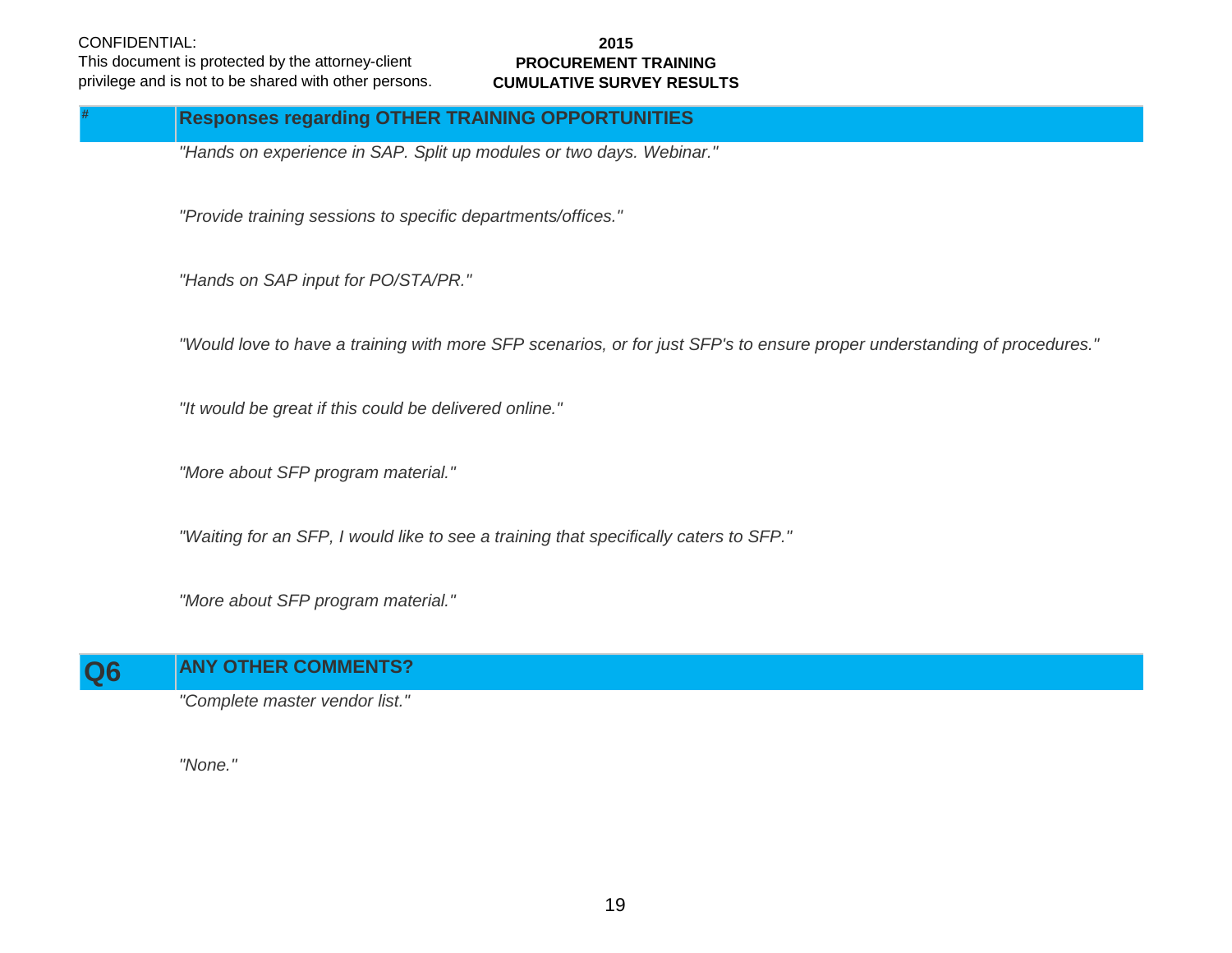CONFIDENTIAL:
This document is protected by the attorney-client privilege and is not to be shared with other persons.

**2015**
**PROCUREMENT TRAINING**
**CUMULATIVE SURVEY RESULTS**

| # | Responses regarding OTHER TRAINING OPPORTUNITIES |
|---|---|
| | *"Hands on experience in SAP. Split up modules or two days. Webinar."* |
| | *"Provide training sessions to specific departments/offices."* |
| | *"Hands on SAP input for PO/STA/PR."* |
| | *"Would love to have a training with more SFP scenarios, or for just SFP's to ensure proper understanding of procedures."* |
| | *"It would be great if this could be delivered online."* |
| | *"More about SFP program material."* |
| | *"Waiting for an SFP, I would like to see a training that specifically caters to SFP."* |
| | *"More about SFP program material."* |

| Q6 | ANY OTHER COMMENTS? |
|---|---|
| | *"Complete master vendor list."* |
| | *"None."* |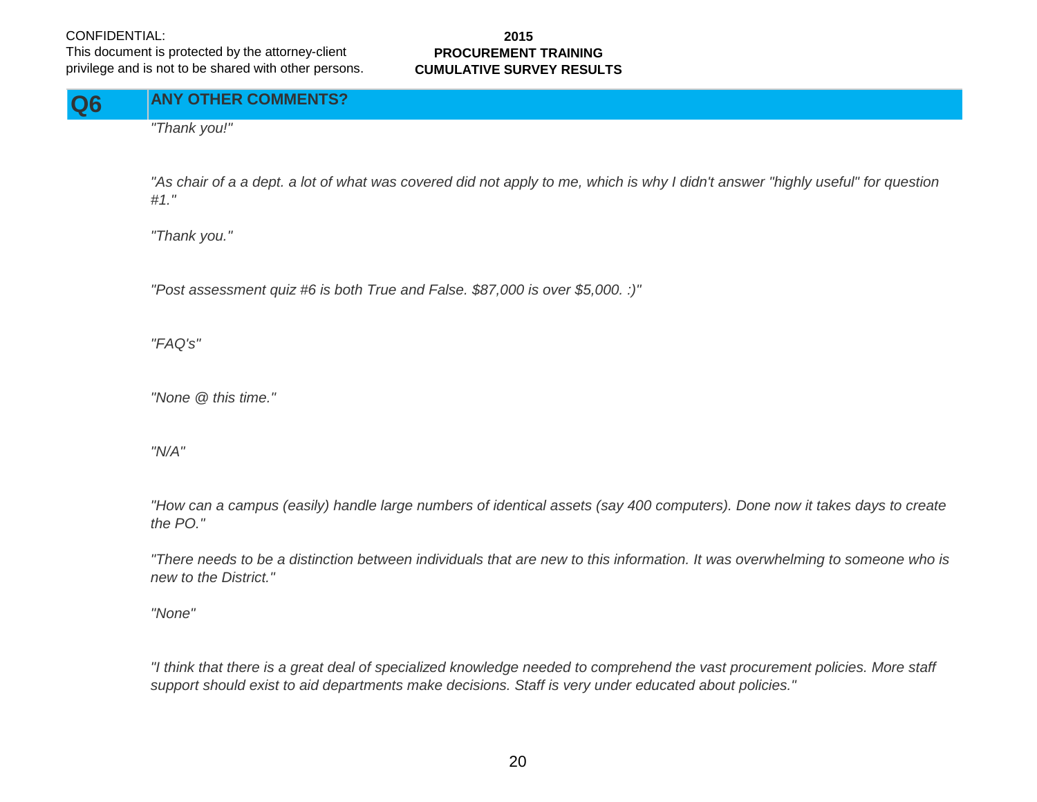CONFIDENTIAL:
This document is protected by the attorney-client privilege and is not to be shared with other persons.

**2015**
**PROCUREMENT TRAINING**
**CUMULATIVE SURVEY RESULTS**

## Q6 ANY OTHER COMMENTS?

*"Thank you!"*

*"As chair of a a dept. a lot of what was covered did not apply to me, which is why I didn't answer "highly useful" for question #1."*

*"Thank you."*

*"Post assessment quiz #6 is both True and False. $87,000 is over $5,000. :)"*

*"FAQ's"*

*"None @ this time."*

*"N/A"*

*"How can a campus (easily) handle large numbers of identical assets (say 400 computers). Done now it takes days to create the PO."*

*"There needs to be a distinction between individuals that are new to this information. It was overwhelming to someone who is new to the District."*

*"None"*

*"I think that there is a great deal of specialized knowledge needed to comprehend the vast procurement policies. More staff support should exist to aid departments make decisions. Staff is very under educated about policies."*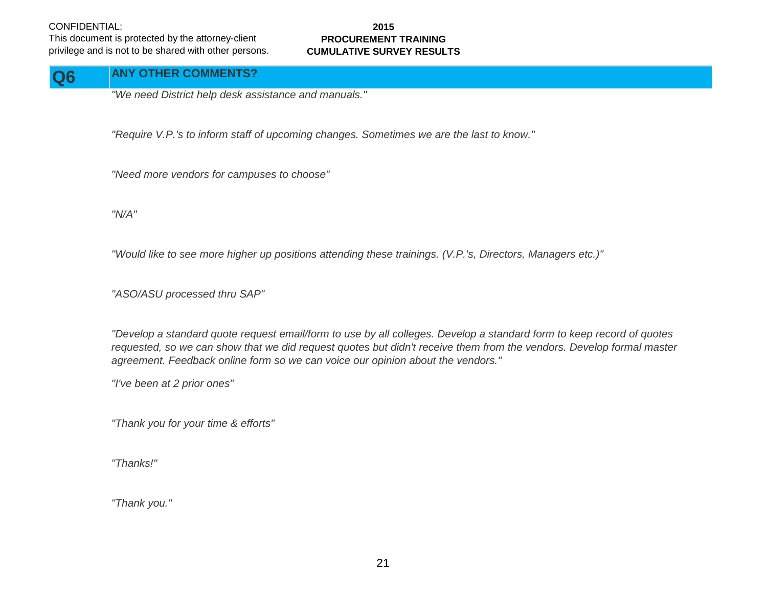CONFIDENTIAL:
This document is protected by the attorney-client privilege and is not to be shared with other persons.

**2015**
**PROCUREMENT TRAINING**
**CUMULATIVE SURVEY RESULTS**

## Q6 ANY OTHER COMMENTS?

*"We need District help desk assistance and manuals."*

*"Require V.P.'s to inform staff of upcoming changes. Sometimes we are the last to know."*

*"Need more vendors for campuses to choose"*

*"N/A"*

*"Would like to see more higher up positions attending these trainings. (V.P.'s, Directors, Managers etc.)"*

*"ASO/ASU processed thru SAP"*

*"Develop a standard quote request email/form to use by all colleges. Develop a standard form to keep record of quotes requested, so we can show that we did request quotes but didn't receive them from the vendors. Develop formal master agreement. Feedback online form so we can voice our opinion about the vendors."*

*"I've been at 2 prior ones"*

*"Thank you for your time & efforts"*

*"Thanks!"*

*"Thank you."*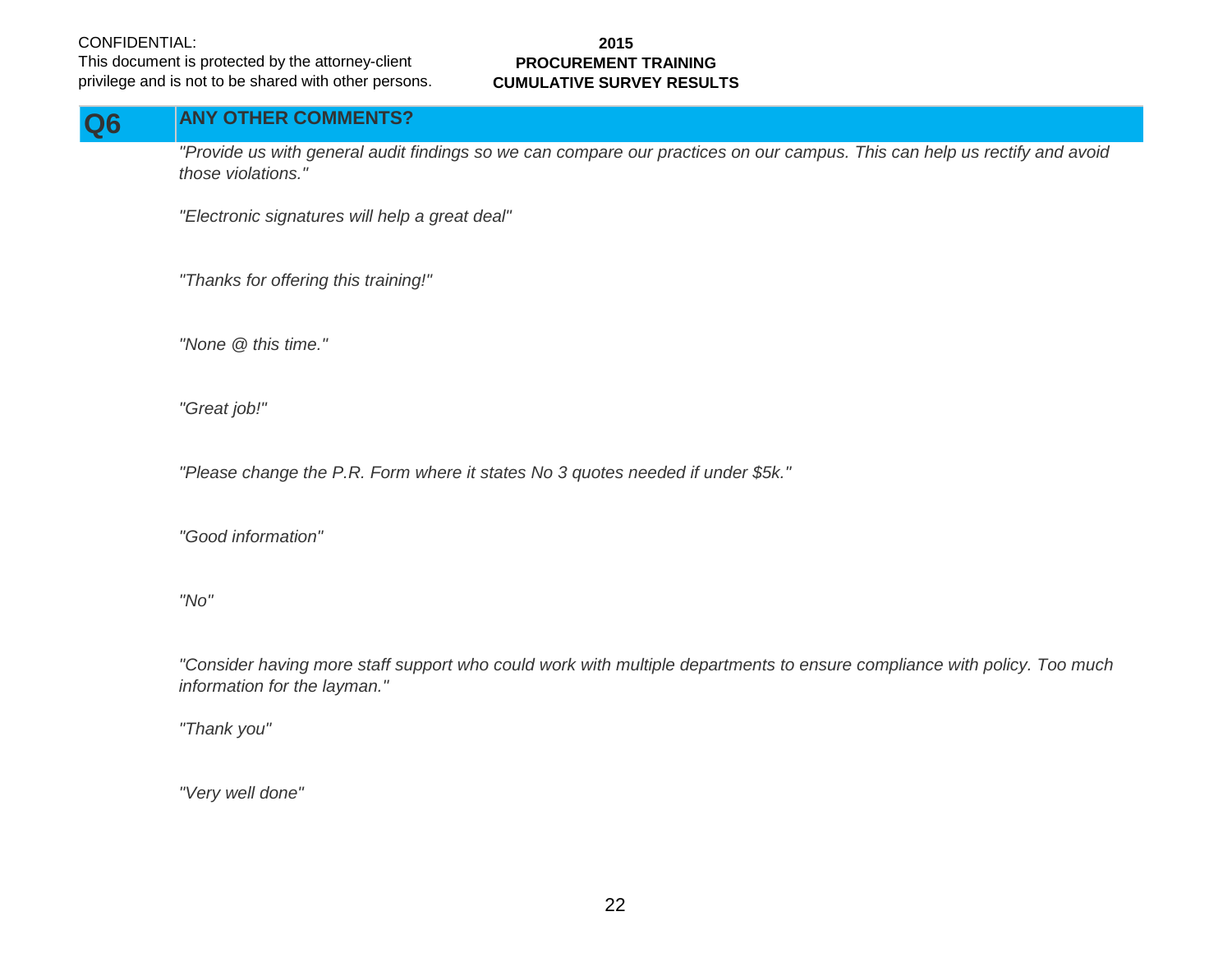## Q6 ANY OTHER COMMENTS?

*"Provide us with general audit findings so we can compare our practices on our campus. This can help us rectify and avoid those violations."*

*"Electronic signatures will help a great deal"*

*"Thanks for offering this training!"*

*"None @ this time."*

*"Great job!"*

*"Please change the P.R. Form where it states No 3 quotes needed if under $5k."*

*"Good information"*

*"No"*

*"Consider having more staff support who could work with multiple departments to ensure compliance with policy. Too much information for the layman."*

*"Thank you"*

*"Very well done"*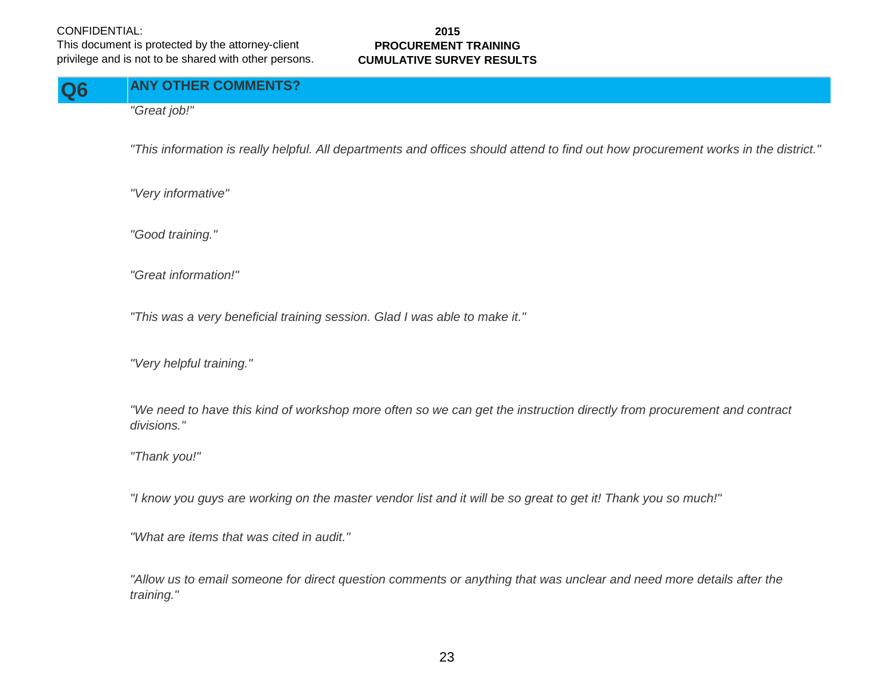CONFIDENTIAL:
This document is protected by the attorney-client privilege and is not to be shared with other persons.

**2015**
**PROCUREMENT TRAINING**
**CUMULATIVE SURVEY RESULTS**

## Q6 ANY OTHER COMMENTS?

*"Great job!"*

*"This information is really helpful. All departments and offices should attend to find out how procurement works in the district."*

*"Very informative"*

*"Good training."*

*"Great information!"*

*"This was a very beneficial training session. Glad I was able to make it."*

*"Very helpful training."*

*"We need to have this kind of workshop more often so we can get the instruction directly from procurement and contract divisions."*

*"Thank you!"*

*"I know you guys are working on the master vendor list and it will be so great to get it! Thank you so much!"*

*"What are items that was cited in audit."*

*"Allow us to email someone for direct question comments or anything that was unclear and need more details after the training."*